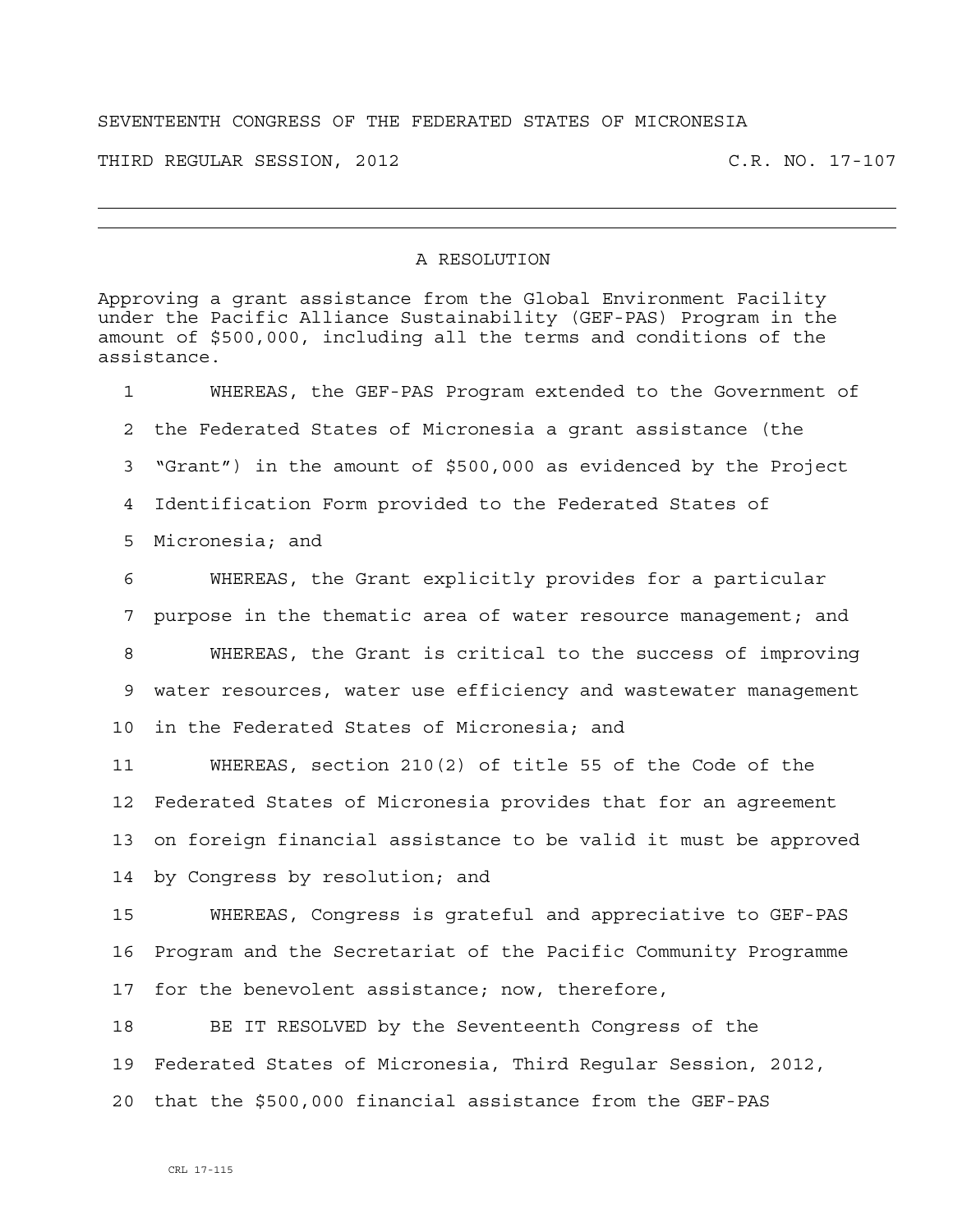SEVENTEENTH CONGRESS OF THE FEDERATED STATES OF MICRONESIA

THIRD REGULAR SESSION, 2012 C.R. NO. 17-107

---

## A RESOLUTION

Approving a grant assistance from the Global Environment Facility under the Pacific Alliance Sustainability (GEF-PAS) Program in the amount of $500,000, including all the terms and conditions of the assistance.

1 WHEREAS, the GEF-PAS Program extended to the Government of
2 the Federated States of Micronesia a grant assistance (the
3 "Grant") in the amount of $500,000 as evidenced by the Project
4 Identification Form provided to the Federated States of
5 Micronesia; and

6 WHEREAS, the Grant explicitly provides for a particular
7 purpose in the thematic area of water resource management; and

8 WHEREAS, the Grant is critical to the success of improving
9 water resources, water use efficiency and wastewater management
10 in the Federated States of Micronesia; and

11 WHEREAS, section 210(2) of title 55 of the Code of the
12 Federated States of Micronesia provides that for an agreement
13 on foreign financial assistance to be valid it must be approved
14 by Congress by resolution; and

15 WHEREAS, Congress is grateful and appreciative to GEF-PAS
16 Program and the Secretariat of the Pacific Community Programme
17 for the benevolent assistance; now, therefore,

18 BE IT RESOLVED by the Seventeenth Congress of the
19 Federated States of Micronesia, Third Regular Session, 2012,
20 that the $500,000 financial assistance from the GEF-PAS

CRL 17-115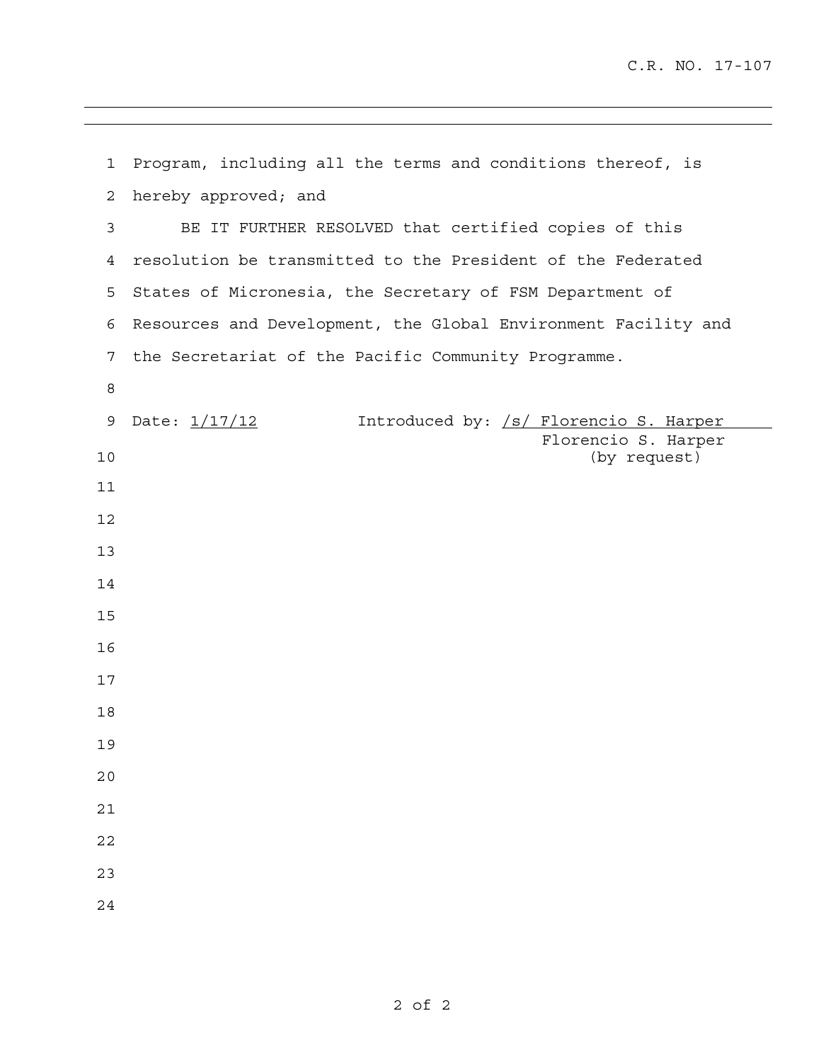Program, including all the terms and conditions thereof, is hereby approved; and

BE IT FURTHER RESOLVED that certified copies of this resolution be transmitted to the President of the Federated States of Micronesia, the Secretary of FSM Department of Resources and Development, the Global Environment Facility and the Secretariat of the Pacific Community Programme.

Date: 1/17/12 Introduced by: /s/ Florencio S. Harper

Florencio S. Harper
(by request)